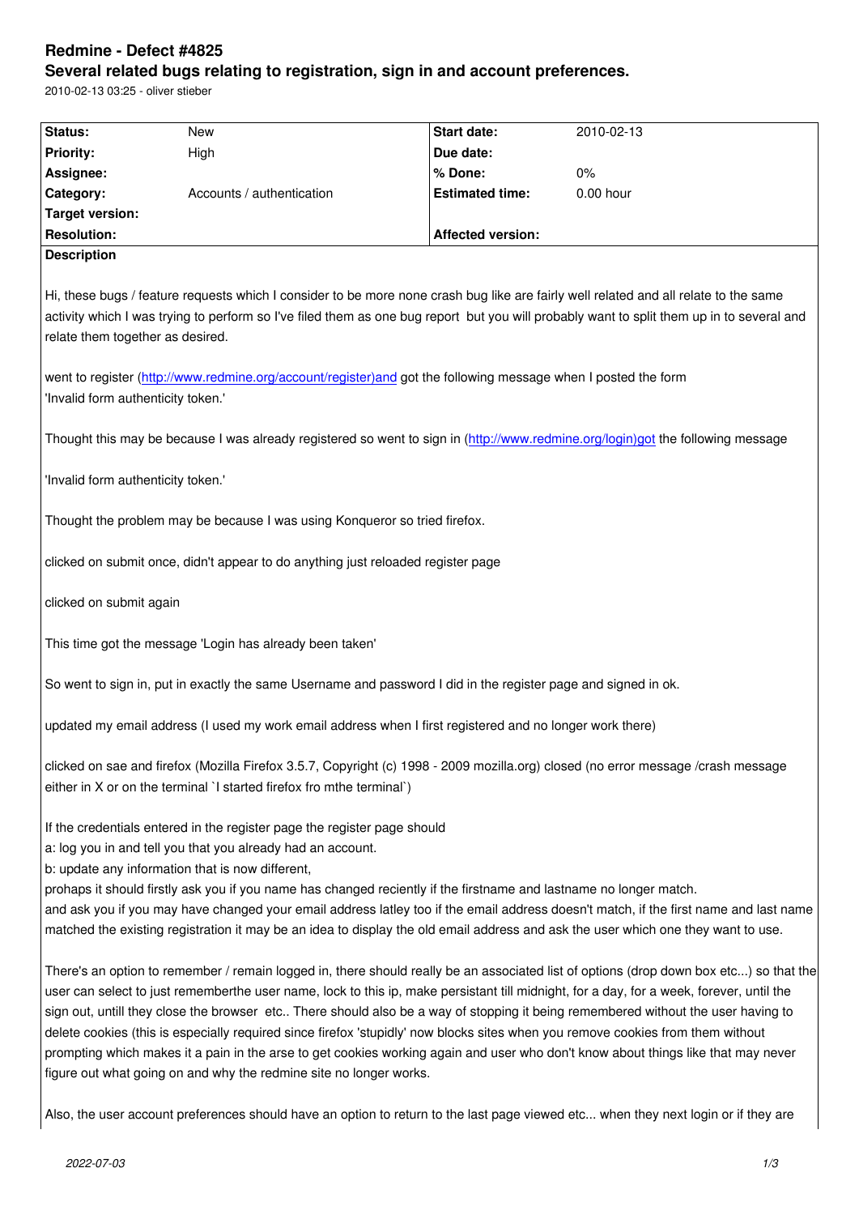# Redmine - Defect #4825

## Several related bugs relating to registration, sign in and account preferences.

2010-02-13 03:25 - oliver stieber

| Status: | New | Start date: | 2010-02-13 |
|---|---|---|---|
| Priority: | High | Due date: | |
| Assignee: | | % Done: | 0% |
| Category: | Accounts / authentication | Estimated time: | 0.00 hour |
| Target version: | | | |
| Resolution: | | Affected version: | |

**Description**

Hi, these bugs / feature requests which I consider to be more none crash bug like are fairly well related and all relate to the same activity which I was trying to perform so I've filed them as one bug report but you will probably want to split them up in to several and relate them together as desired.

went to register (http://www.redmine.org/account/register)and got the following message when I posted the form
'Invalid form authenticity token.'

Thought this may be because I was already registered so went to sign in (http://www.redmine.org/login)got the following message

'Invalid form authenticity token.'

Thought the problem may be because I was using Konqueror so tried firefox.

clicked on submit once, didn't appear to do anything just reloaded register page

clicked on submit again

This time got the message 'Login has already been taken'

So went to sign in, put in exactly the same Username and password I did in the register page and signed in ok.

updated my email address (I used my work email address when I first registered and no longer work there)

clicked on sae and firefox (Mozilla Firefox 3.5.7, Copyright (c) 1998 - 2009 mozilla.org) closed (no error message /crash message either in X or on the terminal `I started firefox fro mthe terminal`)

If the credentials entered in the register page the register page should
a: log you in and tell you that you already had an account.
b: update any information that is now different,
prohaps it should firstly ask you if you name has changed reciently if the firstname and lastname no longer match.
and ask you if you may have changed your email address latley too if the email address doesn't match, if the first name and last name matched the existing registration it may be an idea to display the old email address and ask the user which one they want to use.

There's an option to remember / remain logged in, there should really be an associated list of options (drop down box etc...) so that the user can select to just rememberthe user name, lock to this ip, make persistant till midnight, for a day, for a week, forever, until the sign out, untill they close the browser etc.. There should also be a way of stopping it being remembered without the user having to delete cookies (this is especially required since firefox 'stupidly' now blocks sites when you remove cookies from them without prompting which makes it a pain in the arse to get cookies working again and user who don't know about things like that may never figure out what going on and why the redmine site no longer works.

Also, the user account preferences should have an option to return to the last page viewed etc... when they next login or if they are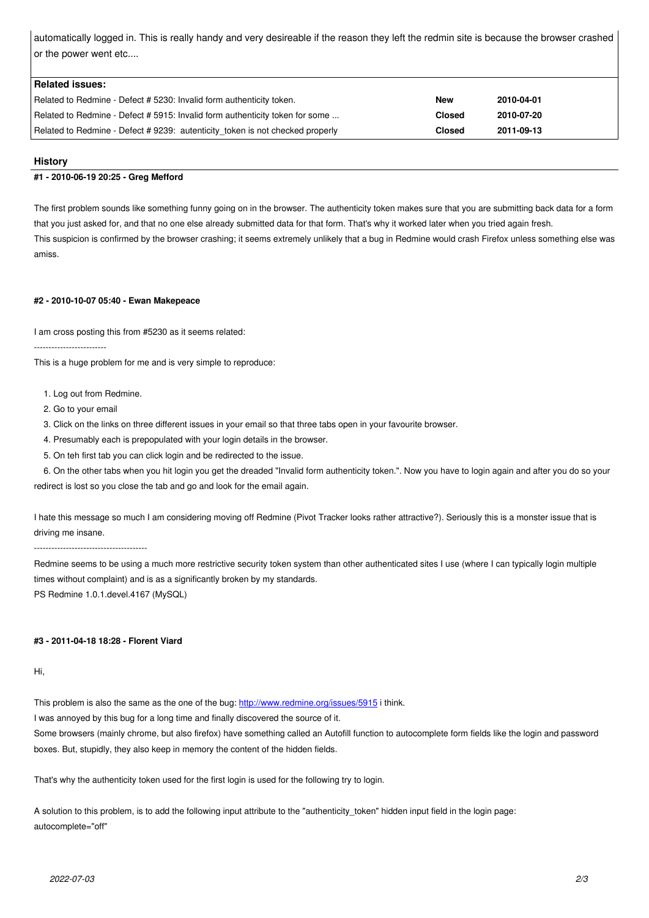automatically logged in. This is really handy and very desireable if the reason they left the redmin site is because the browser crashed or the power went etc....

| Related issues: | | |
|---|---|---|
| Related to Redmine - Defect # 5230: Invalid form authenticity token. | New | 2010-04-01 |
| Related to Redmine - Defect # 5915: Invalid form authenticity token for some ... | Closed | 2010-07-20 |
| Related to Redmine - Defect # 9239: autenticity_token is not checked properly | Closed | 2011-09-13 |

## History

#### #1 - 2010-06-19 20:25 - Greg Mefford

The first problem sounds like something funny going on in the browser. The authenticity token makes sure that you are submitting back data for a form that you just asked for, and that no one else already submitted data for that form. That's why it worked later when you tried again fresh.
This suspicion is confirmed by the browser crashing; it seems extremely unlikely that a bug in Redmine would crash Firefox unless something else was amiss.

#### #2 - 2010-10-07 05:40 - Ewan Makepeace

I am cross posting this from #5230 as it seems related:

-------------------------

This is a huge problem for me and is very simple to reproduce:

1. Log out from Redmine.
2. Go to your email
3. Click on the links on three different issues in your email so that three tabs open in your favourite browser.
4. Presumably each is prepopulated with your login details in the browser.
5. On teh first tab you can click login and be redirected to the issue.
6. On the other tabs when you hit login you get the dreaded "Invalid form authenticity token.". Now you have to login again and after you do so your redirect is lost so you close the tab and go and look for the email again.

I hate this message so much I am considering moving off Redmine (Pivot Tracker looks rather attractive?). Seriously this is a monster issue that is driving me insane.

---------------------------------------

Redmine seems to be using a much more restrictive security token system than other authenticated sites I use (where I can typically login multiple times without complaint) and is as a significantly broken by my standards.
PS Redmine 1.0.1.devel.4167 (MySQL)

#### #3 - 2011-04-18 18:28 - Florent Viard

Hi,

This problem is also the same as the one of the bug: http://www.redmine.org/issues/5915 i think.
I was annoyed by this bug for a long time and finally discovered the source of it.
Some browsers (mainly chrome, but also firefox) have something called an Autofill function to autocomplete form fields like the login and password boxes. But, stupidly, they also keep in memory the content of the hidden fields.

That's why the authenticity token used for the first login is used for the following try to login.

A solution to this problem, is to add the following input attribute to the "authenticity_token" hidden input field in the login page:
autocomplete="off"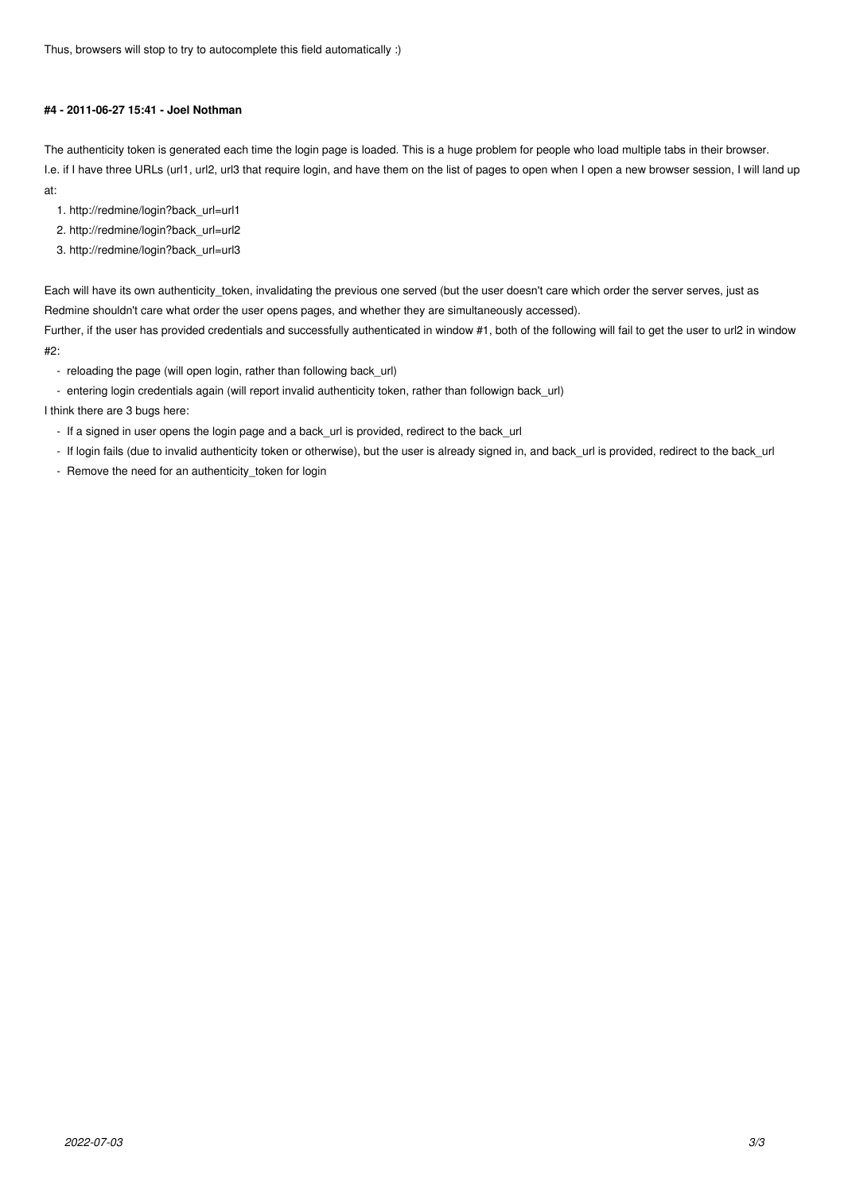Thus, browsers will stop to try to autocomplete this field automatically :)

#### #4 - 2011-06-27 15:41 - Joel Nothman

The authenticity token is generated each time the login page is loaded. This is a huge problem for people who load multiple tabs in their browser.
I.e. if I have three URLs (url1, url2, url3 that require login, and have them on the list of pages to open when I open a new browser session, I will land up at:

1. http://redmine/login?back_url=url1
2. http://redmine/login?back_url=url2
3. http://redmine/login?back_url=url3

Each will have its own authenticity_token, invalidating the previous one served (but the user doesn't care which order the server serves, just as Redmine shouldn't care what order the user opens pages, and whether they are simultaneously accessed).
Further, if the user has provided credentials and successfully authenticated in window #1, both of the following will fail to get the user to url2 in window #2:

- reloading the page (will open login, rather than following back_url)
- entering login credentials again (will report invalid authenticity token, rather than followign back_url)

I think there are 3 bugs here:

- If a signed in user opens the login page and a back_url is provided, redirect to the back_url
- If login fails (due to invalid authenticity token or otherwise), but the user is already signed in, and back_url is provided, redirect to the back_url
- Remove the need for an authenticity_token for login